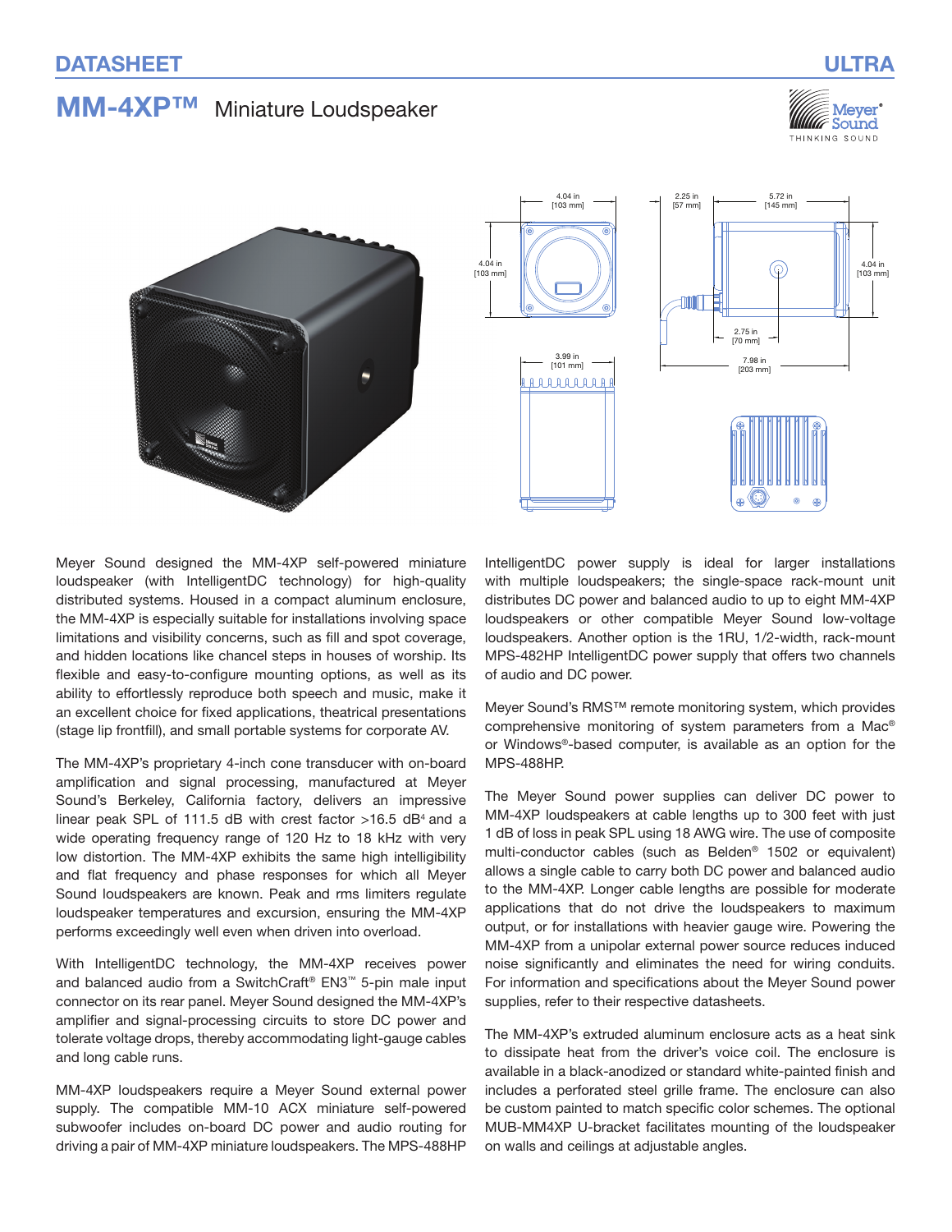# DATASHEET

**ULTRA**

## MM-4XP™ Miniature Loudspeaker

Meyer Sound designed the MM-4XP self-powered miniature loudspeaker (with IntelligentDC technology) for high-quality distributed systems. Housed in a compact aluminum enclosure, the MM-4XP is especially suitable for installations involving space limitations and visibility concerns, such as fill and spot coverage, and hidden locations like chancel steps in houses of worship. Its flexible and easy-to-configure mounting options, as well as its ability to effortlessly reproduce both speech and music, make it an excellent choice for fixed applications, theatrical presentations (stage lip frontfill), and small portable systems for corporate AV.

The MM-4XP's proprietary 4-inch cone transducer with on-board amplification and signal processing, manufactured at Meyer Sound's Berkeley, California factory, delivers an impressive linear peak SPL of 111.5 dB with crest factor >16.5 dB[4] and a wide operating frequency range of 120 Hz to 18 kHz with very low distortion. The MM-4XP exhibits the same high intelligibility and flat frequency and phase responses for which all Meyer Sound loudspeakers are known. Peak and rms limiters regulate loudspeaker temperatures and excursion, ensuring the MM-4XP performs exceedingly well even when driven into overload.

With IntelligentDC technology, the MM-4XP receives power and balanced audio from a SwitchCraft® EN3™ 5-pin male input connector on its rear panel. Meyer Sound designed the MM-4XP's amplifier and signal-processing circuits to store DC power and tolerate voltage drops, thereby accommodating light-gauge cables and long cable runs.

MM-4XP loudspeakers require a Meyer Sound external power supply. The compatible MM-10 ACX miniature self-powered subwoofer includes on-board DC power and audio routing for driving a pair of MM-4XP miniature loudspeakers. The MPS-488HP IntelligentDC power supply is ideal for larger installations with multiple loudspeakers; the single-space rack-mount unit distributes DC power and balanced audio to up to eight MM-4XP loudspeakers or other compatible Meyer Sound low-voltage loudspeakers. Another option is the 1RU, 1/2-width, rack-mount MPS-482HP IntelligentDC power supply that offers two channels of audio and DC power.

Meyer Sound's RMS™ remote monitoring system, which provides comprehensive monitoring of system parameters from a Mac® or Windows®-based computer, is available as an option for the MPS-488HP.

The Meyer Sound power supplies can deliver DC power to MM-4XP loudspeakers at cable lengths up to 300 feet with just 1 dB of loss in peak SPL using 18 AWG wire. The use of composite multi-conductor cables (such as Belden® 1502 or equivalent) allows a single cable to carry both DC power and balanced audio to the MM-4XP. Longer cable lengths are possible for moderate applications that do not drive the loudspeakers to maximum output, or for installations with heavier gauge wire. Powering the MM-4XP from a unipolar external power source reduces induced noise significantly and eliminates the need for wiring conduits. For information and specifications about the Meyer Sound power supplies, refer to their respective datasheets.

The MM-4XP's extruded aluminum enclosure acts as a heat sink to dissipate heat from the driver's voice coil. The enclosure is available in a black-anodized or standard white-painted finish and includes a perforated steel grille frame. The enclosure can also be custom painted to match specific color schemes. The optional MUB-MM4XP U-bracket facilitates mounting of the loudspeaker on walls and ceilings at adjustable angles.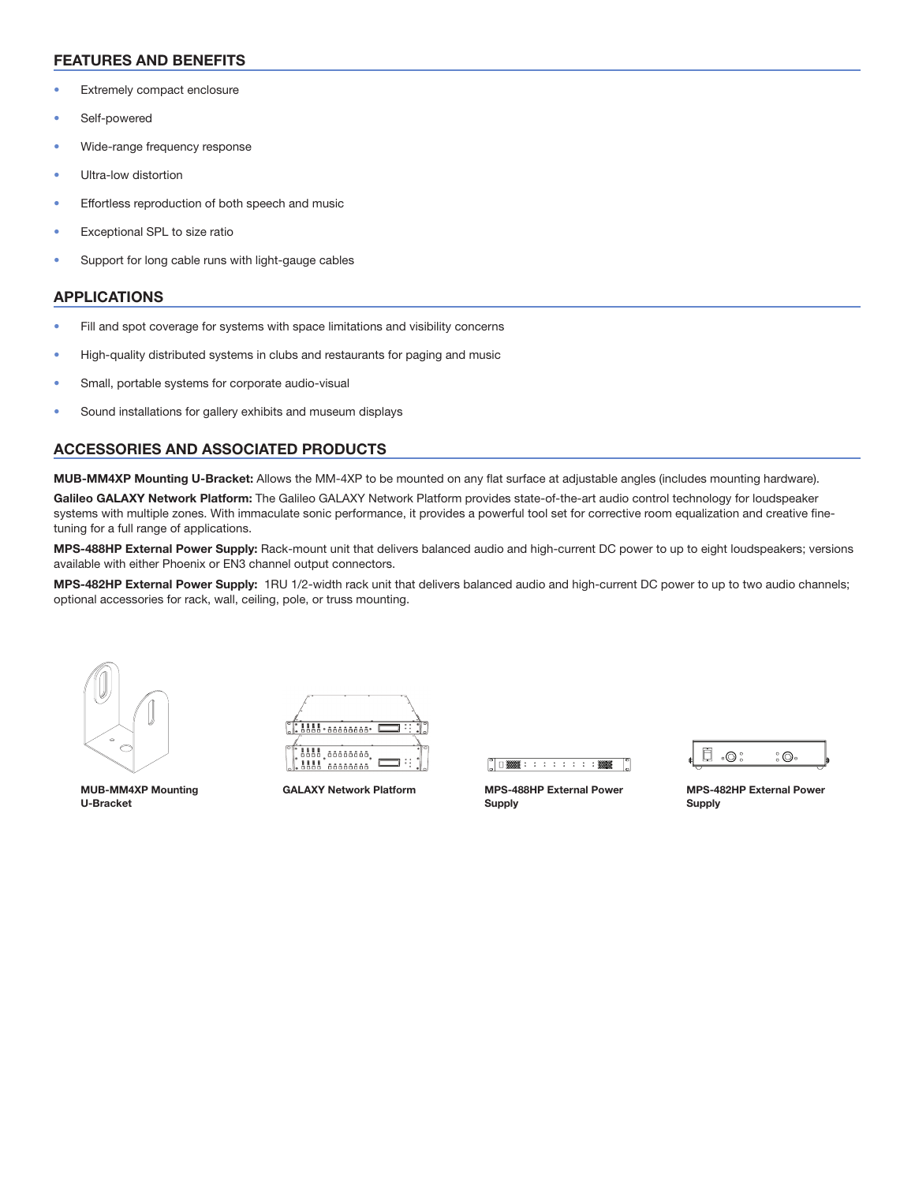## FEATURES AND BENEFITS

- Extremely compact enclosure
- Self-powered
- Wide-range frequency response
- Ultra-low distortion
- Effortless reproduction of both speech and music
- Exceptional SPL to size ratio
- Support for long cable runs with light-gauge cables

## APPLICATIONS

- Fill and spot coverage for systems with space limitations and visibility concerns
- High-quality distributed systems in clubs and restaurants for paging and music
- Small, portable systems for corporate audio-visual
- Sound installations for gallery exhibits and museum displays

## ACCESSORIES AND ASSOCIATED PRODUCTS

**MUB-MM4XP Mounting U-Bracket:** Allows the MM-4XP to be mounted on any flat surface at adjustable angles (includes mounting hardware).

**Galileo GALAXY Network Platform:** The Galileo GALAXY Network Platform provides state-of-the-art audio control technology for loudspeaker systems with multiple zones. With immaculate sonic performance, it provides a powerful tool set for corrective room equalization and creative fine-tuning for a full range of applications.

**MPS-488HP External Power Supply:** Rack-mount unit that delivers balanced audio and high-current DC power to up to eight loudspeakers; versions available with either Phoenix or EN3 channel output connectors.

**MPS-482HP External Power Supply:** 1RU 1/2-width rack unit that delivers balanced audio and high-current DC power to up to two audio channels; optional accessories for rack, wall, ceiling, pole, or truss mounting.

**MUB-MM4XP Mounting U-Bracket**

**GALAXY Network Platform**

**MPS-488HP External Power Supply**

**MPS-482HP External Power Supply**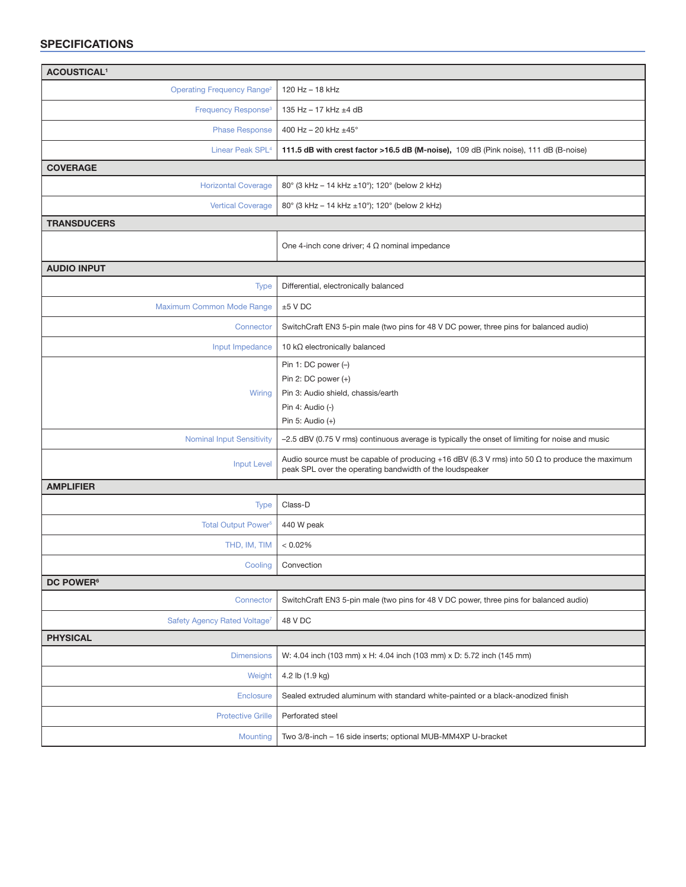## SPECIFICATIONS

| ACOUSTICAL[1] | |
|---|---|
| Operating Frequency Range[2] | 120 Hz – 18 kHz |
| Frequency Response[3] | 135 Hz – 17 kHz ±4 dB |
| Phase Response | 400 Hz – 20 kHz ±45° |
| Linear Peak SPL[4] | **111.5 dB with crest factor >16.5 dB (M-noise),** 109 dB (Pink noise), 111 dB (B-noise) |
| **COVERAGE** | |
| Horizontal Coverage | 80° (3 kHz – 14 kHz ±10°); 120° (below 2 kHz) |
| Vertical Coverage | 80° (3 kHz – 14 kHz ±10°); 120° (below 2 kHz) |
| **TRANSDUCERS** | |
| | One 4-inch cone driver; 4 Ω nominal impedance |
| **AUDIO INPUT** | |
| Type | Differential, electronically balanced |
| Maximum Common Mode Range | ±5 V DC |
| Connector | SwitchCraft EN3 5-pin male (two pins for 48 V DC power, three pins for balanced audio) |
| Input Impedance | 10 kΩ electronically balanced |
| Wiring | Pin 1: DC power (–)<br>Pin 2: DC power (+)<br>Pin 3: Audio shield, chassis/earth<br>Pin 4: Audio (-)<br>Pin 5: Audio (+) |
| Nominal Input Sensitivity | –2.5 dBV (0.75 V rms) continuous average is typically the onset of limiting for noise and music |
| Input Level | Audio source must be capable of producing +16 dBV (6.3 V rms) into 50 Ω to produce the maximum peak SPL over the operating bandwidth of the loudspeaker |
| **AMPLIFIER** | |
| Type | Class-D |
| Total Output Power[5] | 440 W peak |
| THD, IM, TIM | < 0.02% |
| Cooling | Convection |
| **DC POWER[6]** | |
| Connector | SwitchCraft EN3 5-pin male (two pins for 48 V DC power, three pins for balanced audio) |
| Safety Agency Rated Voltage[7] | 48 V DC |
| **PHYSICAL** | |
| Dimensions | W: 4.04 inch (103 mm) x H: 4.04 inch (103 mm) x D: 5.72 inch (145 mm) |
| Weight | 4.2 lb (1.9 kg) |
| Enclosure | Sealed extruded aluminum with standard white-painted or a black-anodized finish |
| Protective Grille | Perforated steel |
| Mounting | Two 3/8-inch – 16 side inserts; optional MUB-MM4XP U-bracket |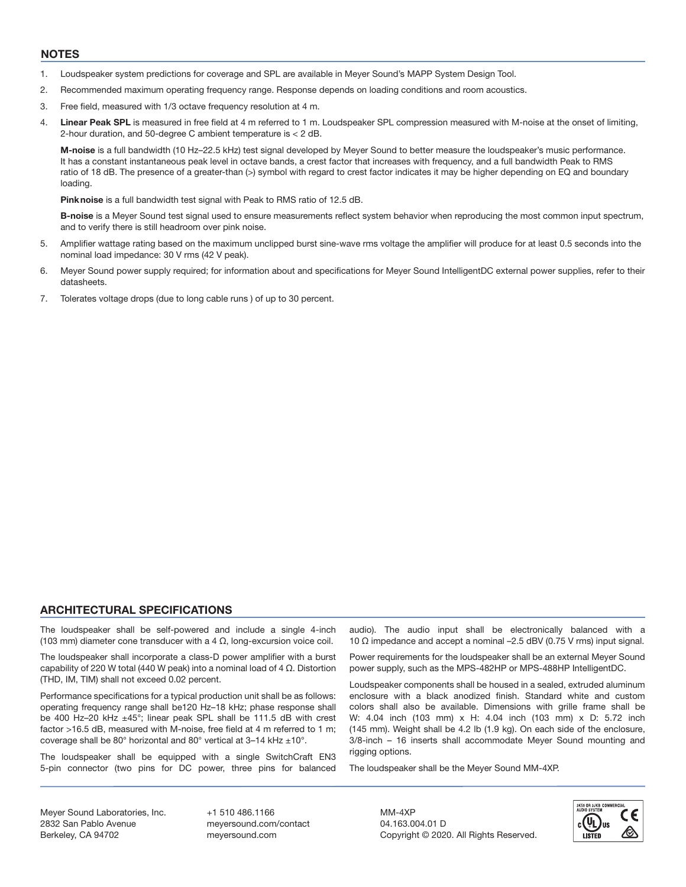## NOTES

1. Loudspeaker system predictions for coverage and SPL are available in Meyer Sound's MAPP System Design Tool.
2. Recommended maximum operating frequency range. Response depends on loading conditions and room acoustics.
3. Free field, measured with 1/3 octave frequency resolution at 4 m.
4. **Linear Peak SPL** is measured in free field at 4 m referred to 1 m. Loudspeaker SPL compression measured with M-noise at the onset of limiting, 2-hour duration, and 50-degree C ambient temperature is < 2 dB.

   **M-noise** is a full bandwidth (10 Hz–22.5 kHz) test signal developed by Meyer Sound to better measure the loudspeaker's music performance. It has a constant instantaneous peak level in octave bands, a crest factor that increases with frequency, and a full bandwidth Peak to RMS ratio of 18 dB. The presence of a greater-than (>) symbol with regard to crest factor indicates it may be higher depending on EQ and boundary loading.

   **Pink noise** is a full bandwidth test signal with Peak to RMS ratio of 12.5 dB.

   **B-noise** is a Meyer Sound test signal used to ensure measurements reflect system behavior when reproducing the most common input spectrum, and to verify there is still headroom over pink noise.
5. Amplifier wattage rating based on the maximum unclipped burst sine-wave rms voltage the amplifier will produce for at least 0.5 seconds into the nominal load impedance: 30 V rms (42 V peak).
6. Meyer Sound power supply required; for information about and specifications for Meyer Sound IntelligentDC external power supplies, refer to their datasheets.
7. Tolerates voltage drops (due to long cable runs ) of up to 30 percent.

## ARCHITECTURAL SPECIFICATIONS

The loudspeaker shall be self-powered and include a single 4-inch (103 mm) diameter cone transducer with a 4 Ω, long-excursion voice coil.

The loudspeaker shall incorporate a class-D power amplifier with a burst capability of 220 W total (440 W peak) into a nominal load of 4 Ω. Distortion (THD, IM, TIM) shall not exceed 0.02 percent.

Performance specifications for a typical production unit shall be as follows: operating frequency range shall be120 Hz–18 kHz; phase response shall be 400 Hz–20 kHz ±45°; linear peak SPL shall be 111.5 dB with crest factor >16.5 dB, measured with M-noise, free field at 4 m referred to 1 m; coverage shall be 80° horizontal and 80° vertical at 3–14 kHz ±10°.

The loudspeaker shall be equipped with a single SwitchCraft EN3 5-pin connector (two pins for DC power, three pins for balanced audio). The audio input shall be electronically balanced with a 10 Ω impedance and accept a nominal –2.5 dBV (0.75 V rms) input signal.

Power requirements for the loudspeaker shall be an external Meyer Sound power supply, such as the MPS-482HP or MPS-488HP IntelligentDC.

Loudspeaker components shall be housed in a sealed, extruded aluminum enclosure with a black anodized finish. Standard white and custom colors shall also be available. Dimensions with grille frame shall be W: 4.04 inch (103 mm) x H: 4.04 inch (103 mm) x D: 5.72 inch (145 mm). Weight shall be 4.2 lb (1.9 kg). On each side of the enclosure, 3/8-inch – 16 inserts shall accommodate Meyer Sound mounting and rigging options.

The loudspeaker shall be the Meyer Sound MM-4XP.

Meyer Sound Laboratories, Inc.
2832 San Pablo Avenue
Berkeley, CA 94702

+1 510 486.1166
meyersound.com/contact
meyersound.com

MM-4XP
04.163.004.01 D
Copyright © 2020. All Rights Reserved.